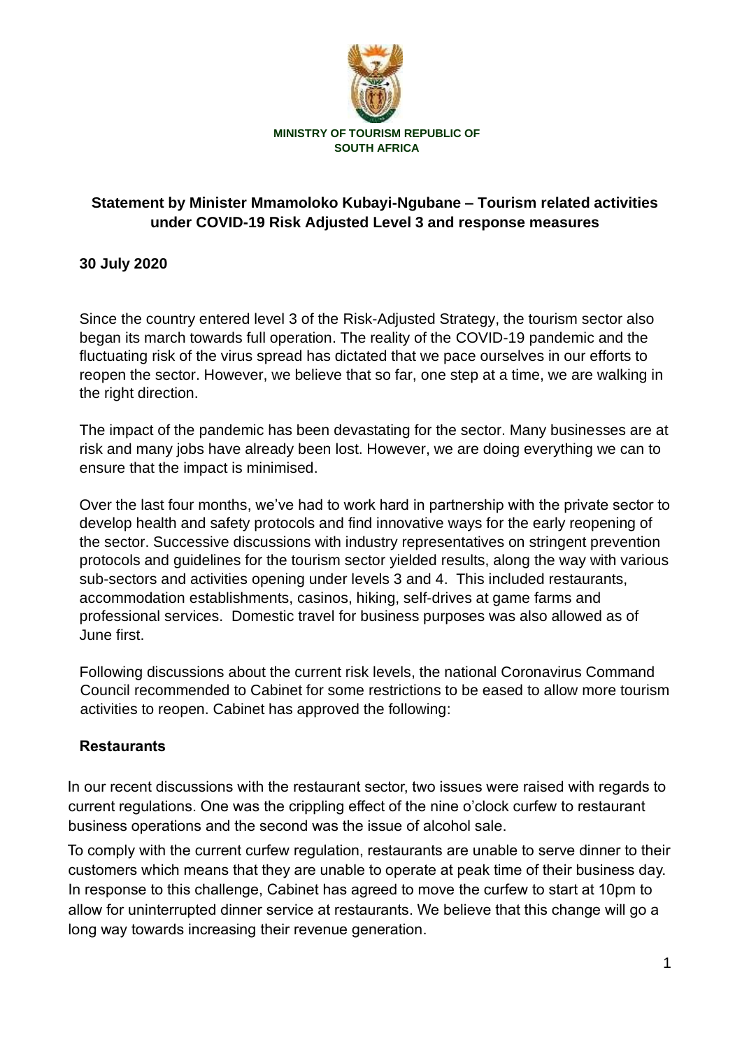**MINISTRY OF TOURISM REPUBLIC OF SOUTH AFRICA**

# Statement by Minister Mmamoloko Kubayi-Ngubane – Tourism related activities under COVID-19 Risk Adjusted Level 3 and response measures

**30 July 2020**

Since the country entered level 3 of the Risk-Adjusted Strategy, the tourism sector also began its march towards full operation. The reality of the COVID-19 pandemic and the fluctuating risk of the virus spread has dictated that we pace ourselves in our efforts to reopen the sector. However, we believe that so far, one step at a time, we are walking in the right direction.

The impact of the pandemic has been devastating for the sector. Many businesses are at risk and many jobs have already been lost. However, we are doing everything we can to ensure that the impact is minimised.

Over the last four months, we've had to work hard in partnership with the private sector to develop health and safety protocols and find innovative ways for the early reopening of the sector. Successive discussions with industry representatives on stringent prevention protocols and guidelines for the tourism sector yielded results, along the way with various sub-sectors and activities opening under levels 3 and 4. This included restaurants, accommodation establishments, casinos, hiking, self-drives at game farms and professional services. Domestic travel for business purposes was also allowed as of June first.

Following discussions about the current risk levels, the national Coronavirus Command Council recommended to Cabinet for some restrictions to be eased to allow more tourism activities to reopen. Cabinet has approved the following:

## Restaurants

In our recent discussions with the restaurant sector, two issues were raised with regards to current regulations. One was the crippling effect of the nine o'clock curfew to restaurant business operations and the second was the issue of alcohol sale.

To comply with the current curfew regulation, restaurants are unable to serve dinner to their customers which means that they are unable to operate at peak time of their business day. In response to this challenge, Cabinet has agreed to move the curfew to start at 10pm to allow for uninterrupted dinner service at restaurants. We believe that this change will go a long way towards increasing their revenue generation.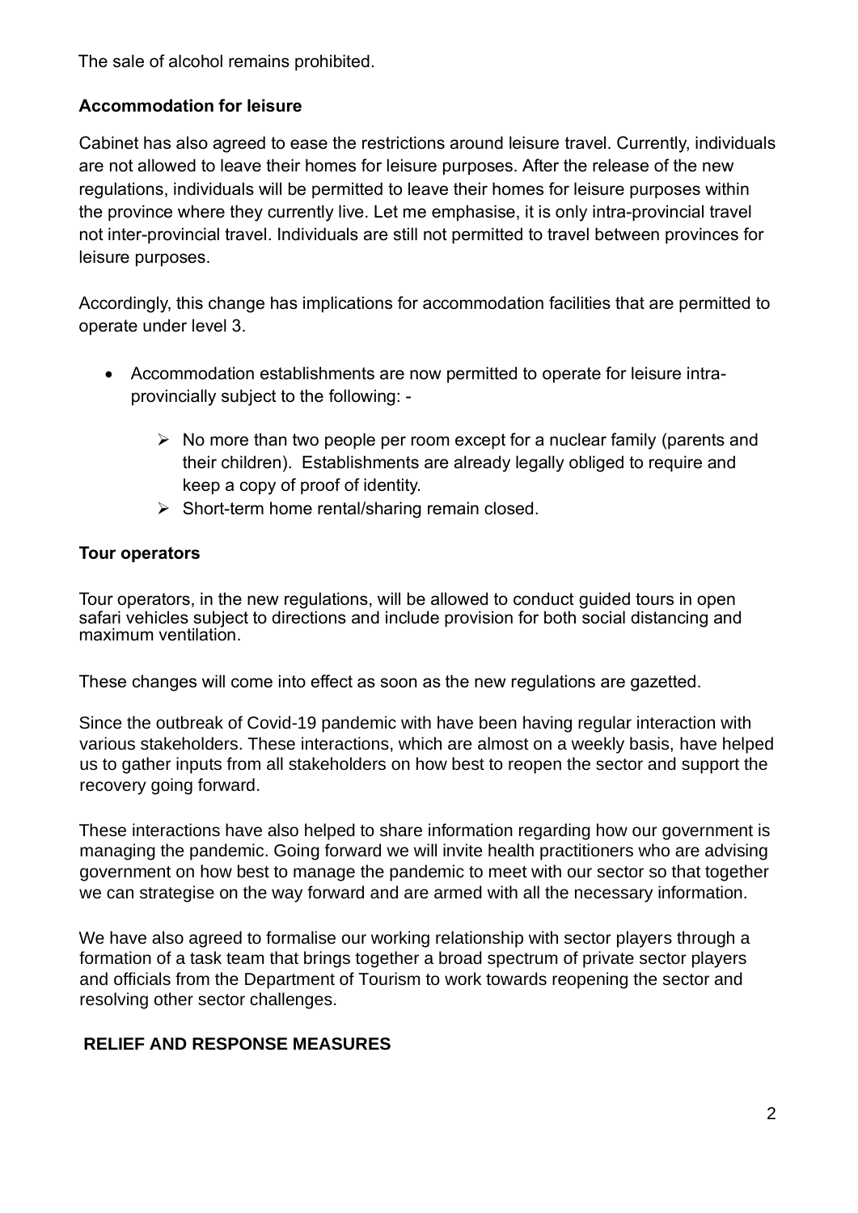The sale of alcohol remains prohibited.

**Accommodation for leisure**

Cabinet has also agreed to ease the restrictions around leisure travel. Currently, individuals are not allowed to leave their homes for leisure purposes. After the release of the new regulations, individuals will be permitted to leave their homes for leisure purposes within the province where they currently live. Let me emphasise, it is only intra-provincial travel not inter-provincial travel. Individuals are still not permitted to travel between provinces for leisure purposes.

Accordingly, this change has implications for accommodation facilities that are permitted to operate under level 3.

- Accommodation establishments are now permitted to operate for leisure intra-provincially subject to the following: -
  - No more than two people per room except for a nuclear family (parents and their children). Establishments are already legally obliged to require and keep a copy of proof of identity.
  - Short-term home rental/sharing remain closed.

**Tour operators**

Tour operators, in the new regulations, will be allowed to conduct guided tours in open safari vehicles subject to directions and include provision for both social distancing and maximum ventilation.

These changes will come into effect as soon as the new regulations are gazetted.

Since the outbreak of Covid-19 pandemic with have been having regular interaction with various stakeholders. These interactions, which are almost on a weekly basis, have helped us to gather inputs from all stakeholders on how best to reopen the sector and support the recovery going forward.

These interactions have also helped to share information regarding how our government is managing the pandemic. Going forward we will invite health practitioners who are advising government on how best to manage the pandemic to meet with our sector so that together we can strategise on the way forward and are armed with all the necessary information.

We have also agreed to formalise our working relationship with sector players through a formation of a task team that brings together a broad spectrum of private sector players and officials from the Department of Tourism to work towards reopening the sector and resolving other sector challenges.

**RELIEF AND RESPONSE MEASURES**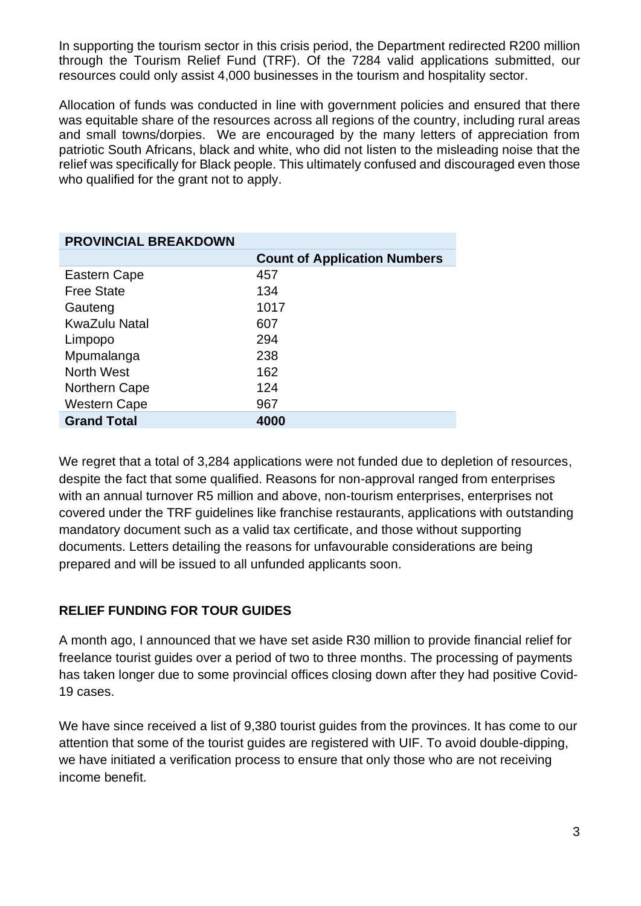In supporting the tourism sector in this crisis period, the Department redirected R200 million through the Tourism Relief Fund (TRF). Of the 7284 valid applications submitted, our resources could only assist 4,000 businesses in the tourism and hospitality sector.

Allocation of funds was conducted in line with government policies and ensured that there was equitable share of the resources across all regions of the country, including rural areas and small towns/dorpies. We are encouraged by the many letters of appreciation from patriotic South Africans, black and white, who did not listen to the misleading noise that the relief was specifically for Black people. This ultimately confused and discouraged even those who qualified for the grant not to apply.

| **PROVINCIAL BREAKDOWN** | |
|---|---|
| | **Count of Application Numbers** |
| Eastern Cape | 457 |
| Free State | 134 |
| Gauteng | 1017 |
| KwaZulu Natal | 607 |
| Limpopo | 294 |
| Mpumalanga | 238 |
| North West | 162 |
| Northern Cape | 124 |
| Western Cape | 967 |
| **Grand Total** | **4000** |

We regret that a total of 3,284 applications were not funded due to depletion of resources, despite the fact that some qualified. Reasons for non-approval ranged from enterprises with an annual turnover R5 million and above, non-tourism enterprises, enterprises not covered under the TRF guidelines like franchise restaurants, applications with outstanding mandatory document such as a valid tax certificate, and those without supporting documents. Letters detailing the reasons for unfavourable considerations are being prepared and will be issued to all unfunded applicants soon.

**RELIEF FUNDING FOR TOUR GUIDES**

A month ago, I announced that we have set aside R30 million to provide financial relief for freelance tourist guides over a period of two to three months. The processing of payments has taken longer due to some provincial offices closing down after they had positive Covid-19 cases.

We have since received a list of 9,380 tourist guides from the provinces. It has come to our attention that some of the tourist guides are registered with UIF. To avoid double-dipping, we have initiated a verification process to ensure that only those who are not receiving income benefit.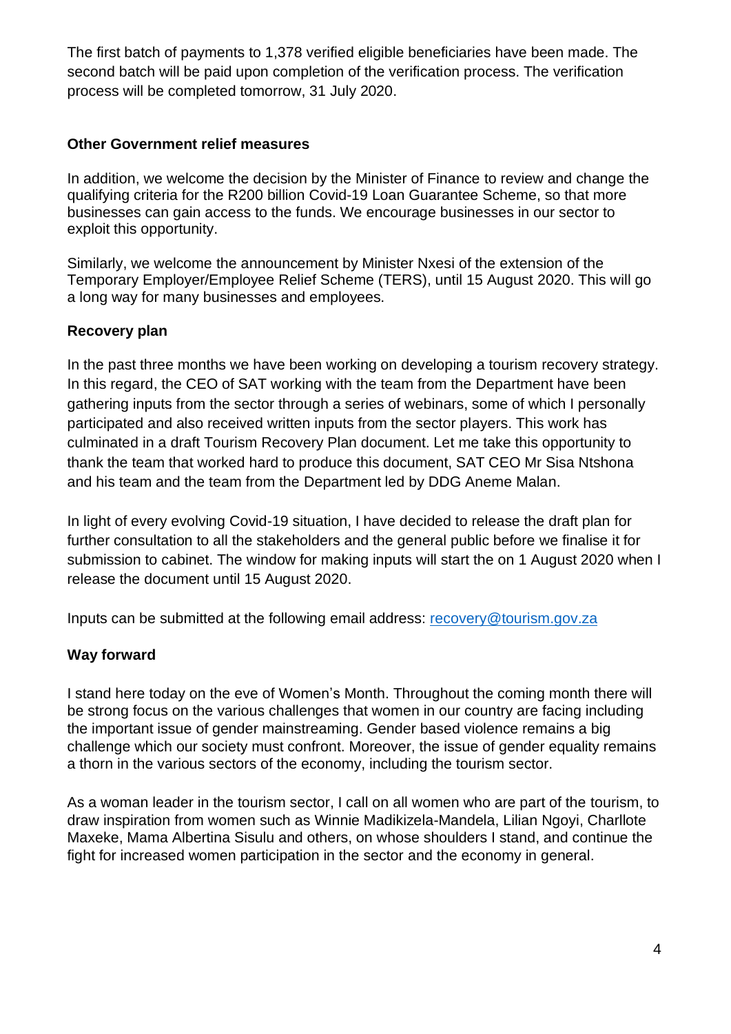The first batch of payments to 1,378 verified eligible beneficiaries have been made. The second batch will be paid upon completion of the verification process. The verification process will be completed tomorrow, 31 July 2020.

**Other Government relief measures**

In addition, we welcome the decision by the Minister of Finance to review and change the qualifying criteria for the R200 billion Covid-19 Loan Guarantee Scheme, so that more businesses can gain access to the funds. We encourage businesses in our sector to exploit this opportunity.

Similarly, we welcome the announcement by Minister Nxesi of the extension of the Temporary Employer/Employee Relief Scheme (TERS), until 15 August 2020. This will go a long way for many businesses and employees.

**Recovery plan**

In the past three months we have been working on developing a tourism recovery strategy. In this regard, the CEO of SAT working with the team from the Department have been gathering inputs from the sector through a series of webinars, some of which I personally participated and also received written inputs from the sector players. This work has culminated in a draft Tourism Recovery Plan document. Let me take this opportunity to thank the team that worked hard to produce this document, SAT CEO Mr Sisa Ntshona and his team and the team from the Department led by DDG Aneme Malan.

In light of every evolving Covid-19 situation, I have decided to release the draft plan for further consultation to all the stakeholders and the general public before we finalise it for submission to cabinet. The window for making inputs will start the on 1 August 2020 when I release the document until 15 August 2020.

Inputs can be submitted at the following email address: recovery@tourism.gov.za

**Way forward**

I stand here today on the eve of Women's Month. Throughout the coming month there will be strong focus on the various challenges that women in our country are facing including the important issue of gender mainstreaming. Gender based violence remains a big challenge which our society must confront. Moreover, the issue of gender equality remains a thorn in the various sectors of the economy, including the tourism sector.

As a woman leader in the tourism sector, I call on all women who are part of the tourism, to draw inspiration from women such as Winnie Madikizela-Mandela, Lilian Ngoyi, Charllote Maxeke, Mama Albertina Sisulu and others, on whose shoulders I stand, and continue the fight for increased women participation in the sector and the economy in general.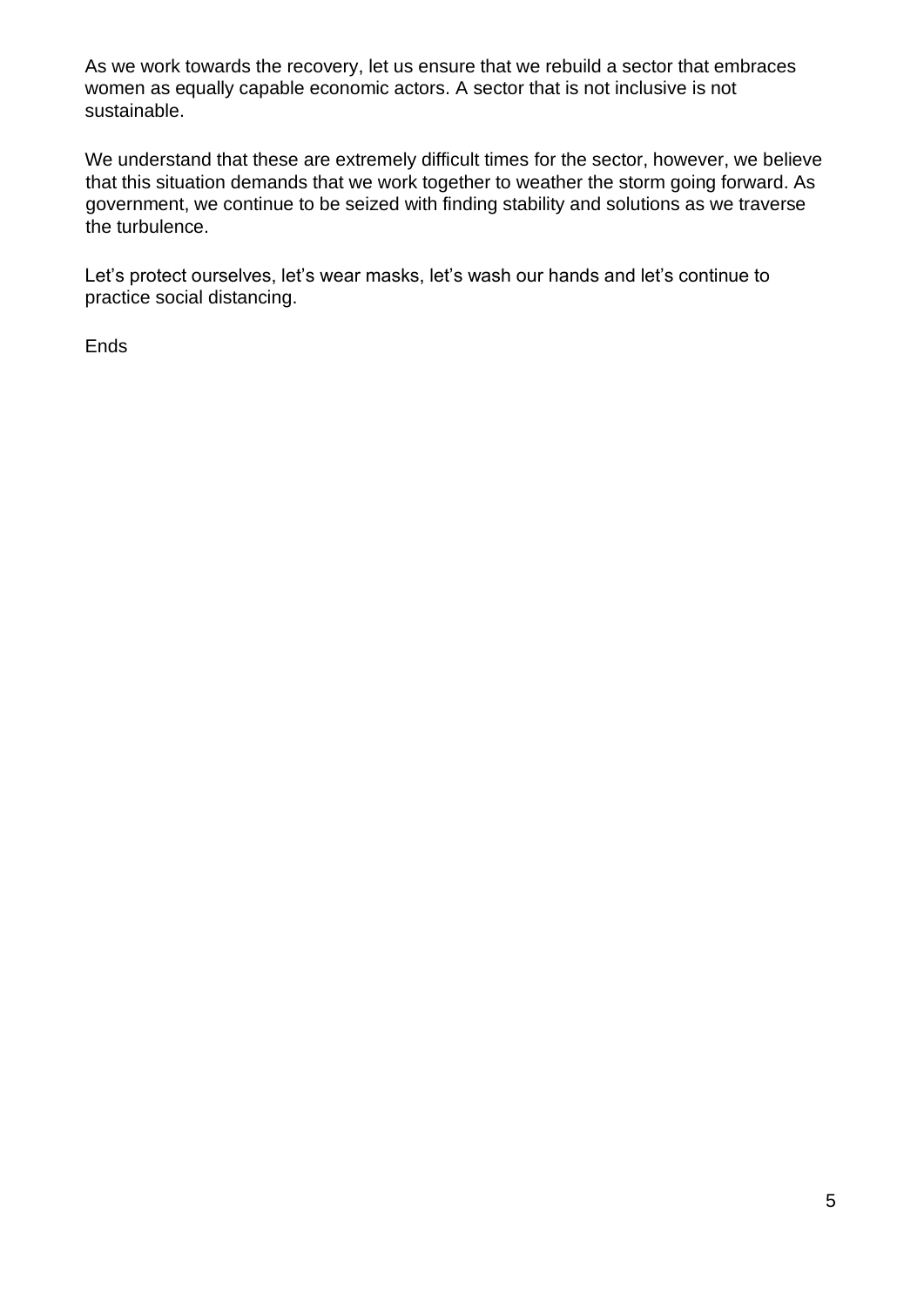As we work towards the recovery, let us ensure that we rebuild a sector that embraces women as equally capable economic actors. A sector that is not inclusive is not sustainable.

We understand that these are extremely difficult times for the sector, however, we believe that this situation demands that we work together to weather the storm going forward. As government, we continue to be seized with finding stability and solutions as we traverse the turbulence.

Let's protect ourselves, let's wear masks, let's wash our hands and let's continue to practice social distancing.

Ends